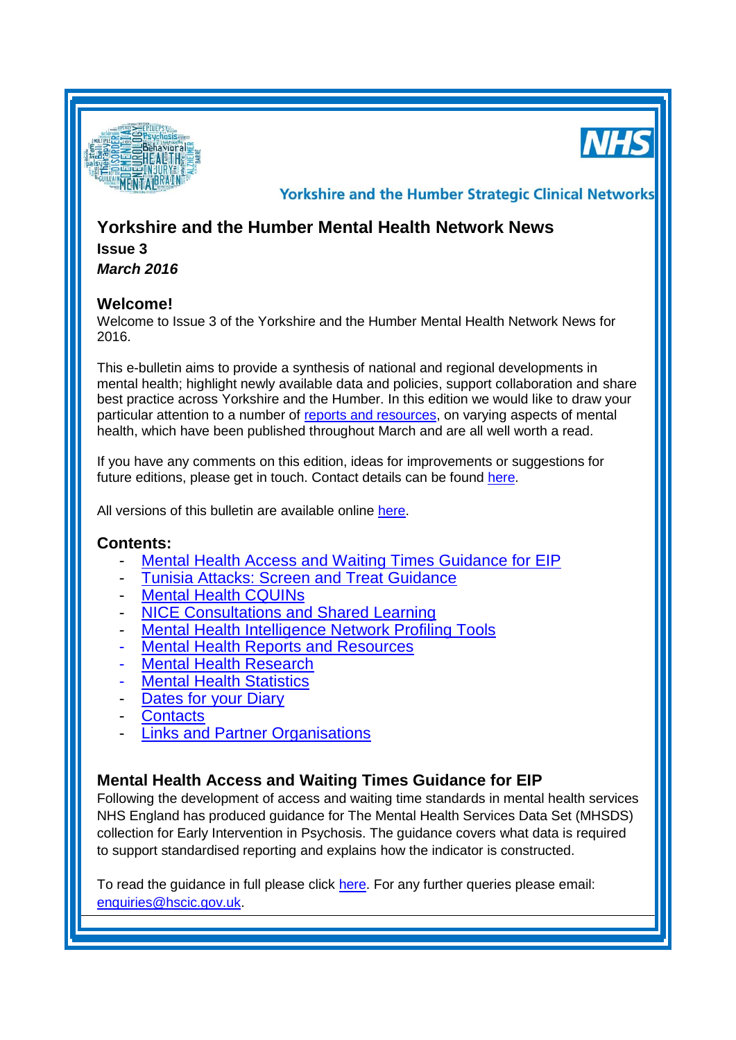Yorkshire and the Humber Strategic Clinical Networks

# Yorkshire and the Humber Mental Health Network News

**Issue 3**

***March 2016***

## Welcome!

Welcome to Issue 3 of the Yorkshire and the Humber Mental Health Network News for 2016.

This e-bulletin aims to provide a synthesis of national and regional developments in mental health; highlight newly available data and policies, support collaboration and share best practice across Yorkshire and the Humber. In this edition we would like to draw your particular attention to a number of reports and resources, on varying aspects of mental health, which have been published throughout March and are all well worth a read.

If you have any comments on this edition, ideas for improvements or suggestions for future editions, please get in touch. Contact details can be found here.

All versions of this bulletin are available online here.

## Contents:

- Mental Health Access and Waiting Times Guidance for EIP
- Tunisia Attacks: Screen and Treat Guidance
- Mental Health CQUINs
- NICE Consultations and Shared Learning
- Mental Health Intelligence Network Profiling Tools
- Mental Health Reports and Resources
- Mental Health Research
- Mental Health Statistics
- Dates for your Diary
- Contacts
- Links and Partner Organisations

## Mental Health Access and Waiting Times Guidance for EIP

Following the development of access and waiting time standards in mental health services NHS England has produced guidance for The Mental Health Services Data Set (MHSDS) collection for Early Intervention in Psychosis. The guidance covers what data is required to support standardised reporting and explains how the indicator is constructed.

To read the guidance in full please click here. For any further queries please email: enquiries@hscic.gov.uk.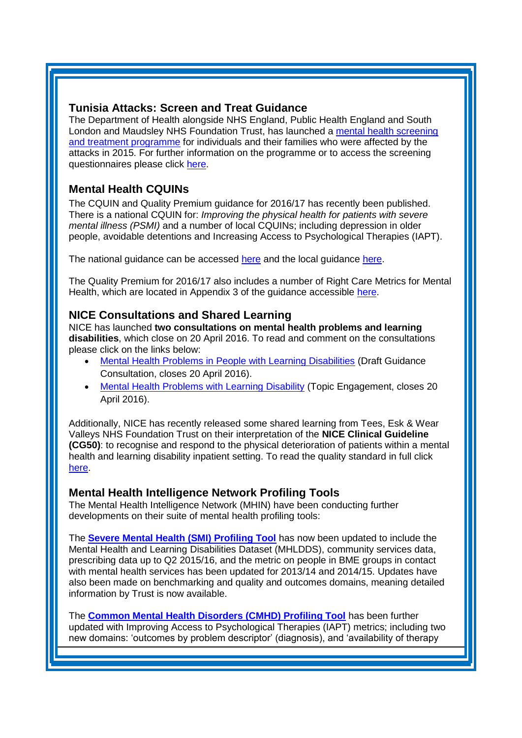## Tunisia Attacks: Screen and Treat Guidance

The Department of Health alongside NHS England, Public Health England and South London and Maudsley NHS Foundation Trust, has launched a mental health screening and treatment programme for individuals and their families who were affected by the attacks in 2015. For further information on the programme or to access the screening questionnaires please click here.

## Mental Health CQUINs

The CQUIN and Quality Premium guidance for 2016/17 has recently been published. There is a national CQUIN for: *Improving the physical health for patients with severe mental illness (PSMI)* and a number of local CQUINs; including depression in older people, avoidable detentions and Increasing Access to Psychological Therapies (IAPT).

The national guidance can be accessed here and the local guidance here.

The Quality Premium for 2016/17 also includes a number of Right Care Metrics for Mental Health, which are located in Appendix 3 of the guidance accessible here.

## NICE Consultations and Shared Learning

NICE has launched **two consultations on mental health problems and learning disabilities**, which close on 20 April 2016. To read and comment on the consultations please click on the links below:

- Mental Health Problems in People with Learning Disabilities (Draft Guidance Consultation, closes 20 April 2016).
- Mental Health Problems with Learning Disability (Topic Engagement, closes 20 April 2016).

Additionally, NICE has recently released some shared learning from Tees, Esk & Wear Valleys NHS Foundation Trust on their interpretation of the **NICE Clinical Guideline (CG50)**: to recognise and respond to the physical deterioration of patients within a mental health and learning disability inpatient setting. To read the quality standard in full click here.

## Mental Health Intelligence Network Profiling Tools

The Mental Health Intelligence Network (MHIN) have been conducting further developments on their suite of mental health profiling tools:

The **Severe Mental Health (SMI) Profiling Tool** has now been updated to include the Mental Health and Learning Disabilities Dataset (MHLDDS), community services data, prescribing data up to Q2 2015/16, and the metric on people in BME groups in contact with mental health services has been updated for 2013/14 and 2014/15. Updates have also been made on benchmarking and quality and outcomes domains, meaning detailed information by Trust is now available.

The **Common Mental Health Disorders (CMHD) Profiling Tool** has been further updated with Improving Access to Psychological Therapies (IAPT) metrics; including two new domains: 'outcomes by problem descriptor' (diagnosis), and 'availability of therapy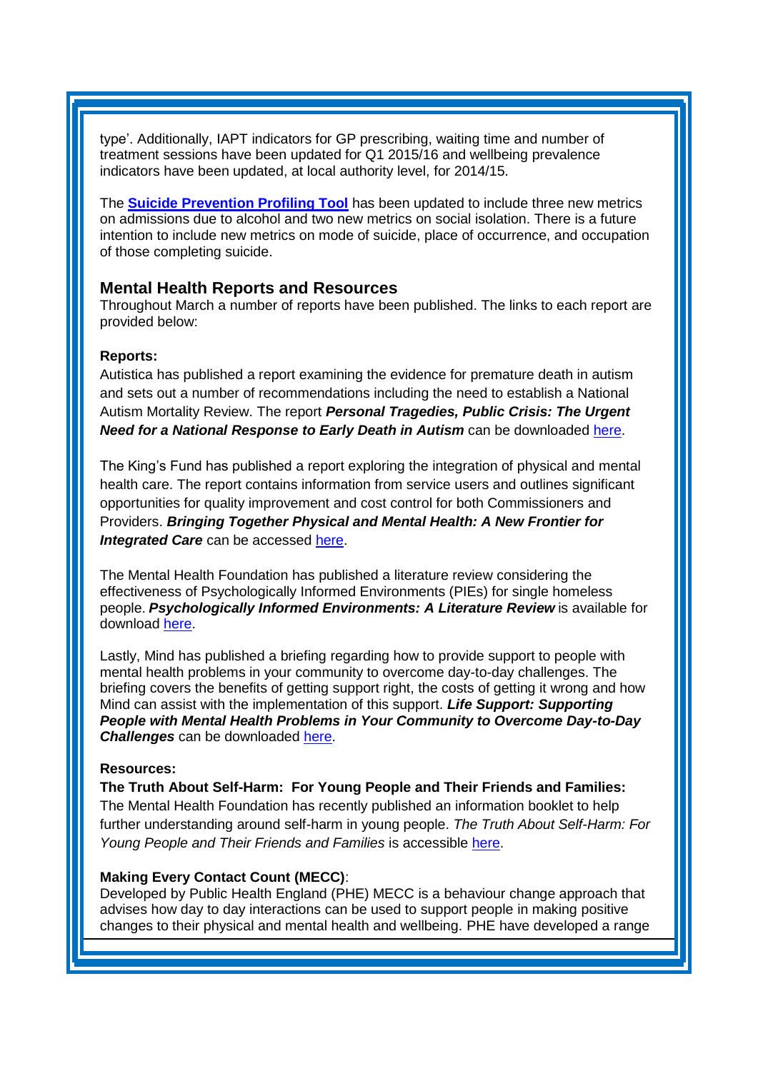type'. Additionally, IAPT indicators for GP prescribing, waiting time and number of treatment sessions have been updated for Q1 2015/16 and wellbeing prevalence indicators have been updated, at local authority level, for 2014/15.

The **Suicide Prevention Profiling Tool** has been updated to include three new metrics on admissions due to alcohol and two new metrics on social isolation. There is a future intention to include new metrics on mode of suicide, place of occurrence, and occupation of those completing suicide.

## Mental Health Reports and Resources

Throughout March a number of reports have been published. The links to each report are provided below:

**Reports:**

Autistica has published a report examining the evidence for premature death in autism and sets out a number of recommendations including the need to establish a National Autism Mortality Review. The report ***Personal Tragedies, Public Crisis: The Urgent Need for a National Response to Early Death in Autism*** can be downloaded here.

The King's Fund has published a report exploring the integration of physical and mental health care. The report contains information from service users and outlines significant opportunities for quality improvement and cost control for both Commissioners and Providers. ***Bringing Together Physical and Mental Health: A New Frontier for Integrated Care*** can be accessed here.

The Mental Health Foundation has published a literature review considering the effectiveness of Psychologically Informed Environments (PIEs) for single homeless people. ***Psychologically Informed Environments: A Literature Review*** is available for download here.

Lastly, Mind has published a briefing regarding how to provide support to people with mental health problems in your community to overcome day-to-day challenges. The briefing covers the benefits of getting support right, the costs of getting it wrong and how Mind can assist with the implementation of this support. ***Life Support: Supporting People with Mental Health Problems in Your Community to Overcome Day-to-Day Challenges*** can be downloaded here.

**Resources:**

**The Truth About Self-Harm: For Young People and Their Friends and Families:** The Mental Health Foundation has recently published an information booklet to help further understanding around self-harm in young people. *The Truth About Self-Harm: For Young People and Their Friends and Families* is accessible here.

**Making Every Contact Count (MECC)**:
Developed by Public Health England (PHE) MECC is a behaviour change approach that advises how day to day interactions can be used to support people in making positive changes to their physical and mental health and wellbeing. PHE have developed a range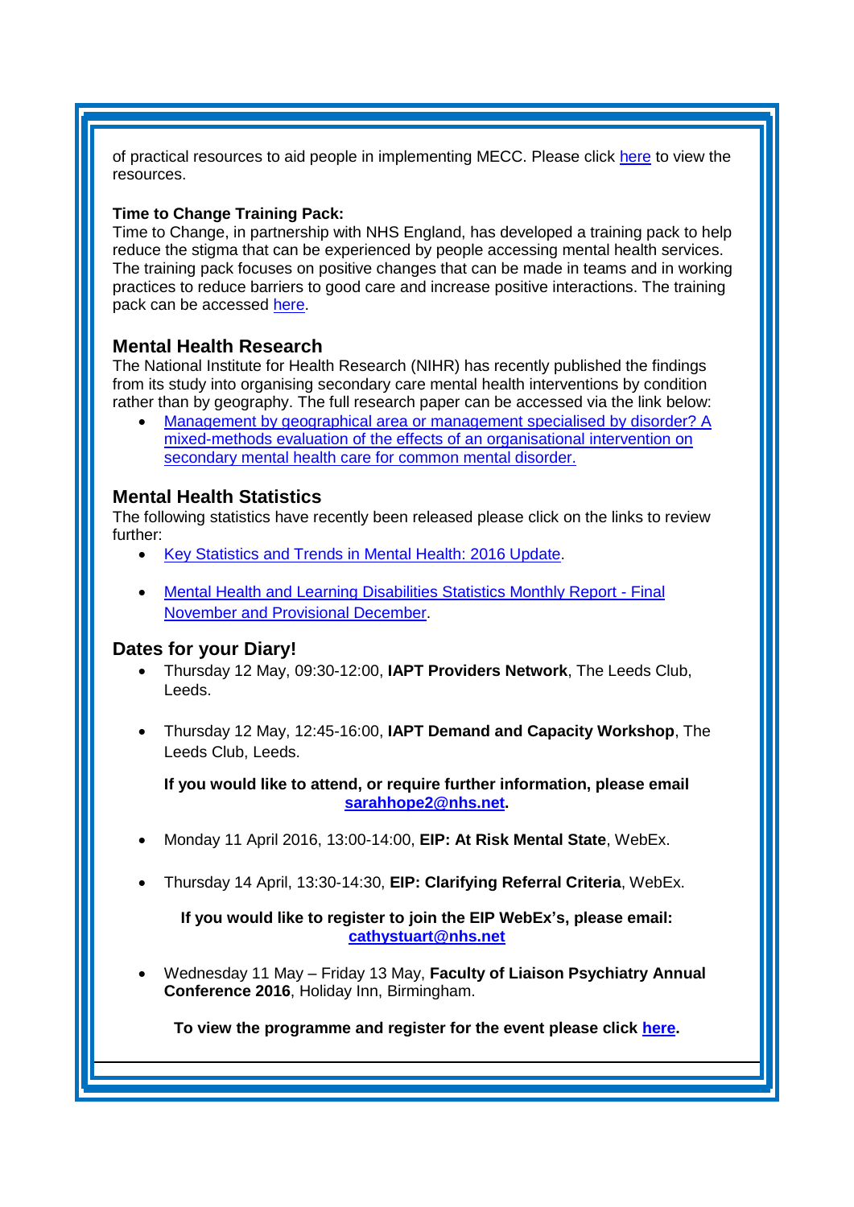of practical resources to aid people in implementing MECC. Please click here to view the resources.

**Time to Change Training Pack:**
Time to Change, in partnership with NHS England, has developed a training pack to help reduce the stigma that can be experienced by people accessing mental health services. The training pack focuses on positive changes that can be made in teams and in working practices to reduce barriers to good care and increase positive interactions. The training pack can be accessed here.

## Mental Health Research

The National Institute for Health Research (NIHR) has recently published the findings from its study into organising secondary care mental health interventions by condition rather than by geography. The full research paper can be accessed via the link below:

- Management by geographical area or management specialised by disorder? A mixed-methods evaluation of the effects of an organisational intervention on secondary mental health care for common mental disorder.

## Mental Health Statistics

The following statistics have recently been released please click on the links to review further:

- Key Statistics and Trends in Mental Health: 2016 Update.
- Mental Health and Learning Disabilities Statistics Monthly Report - Final November and Provisional December.

## Dates for your Diary!

- Thursday 12 May, 09:30-12:00, **IAPT Providers Network**, The Leeds Club, Leeds.
- Thursday 12 May, 12:45-16:00, **IAPT Demand and Capacity Workshop**, The Leeds Club, Leeds.

**If you would like to attend, or require further information, please email sarahhope2@nhs.net.**

- Monday 11 April 2016, 13:00-14:00, **EIP: At Risk Mental State**, WebEx.
- Thursday 14 April, 13:30-14:30, **EIP: Clarifying Referral Criteria**, WebEx.

**If you would like to register to join the EIP WebEx's, please email: cathystuart@nhs.net**

- Wednesday 11 May – Friday 13 May, **Faculty of Liaison Psychiatry Annual Conference 2016**, Holiday Inn, Birmingham.

**To view the programme and register for the event please click here.**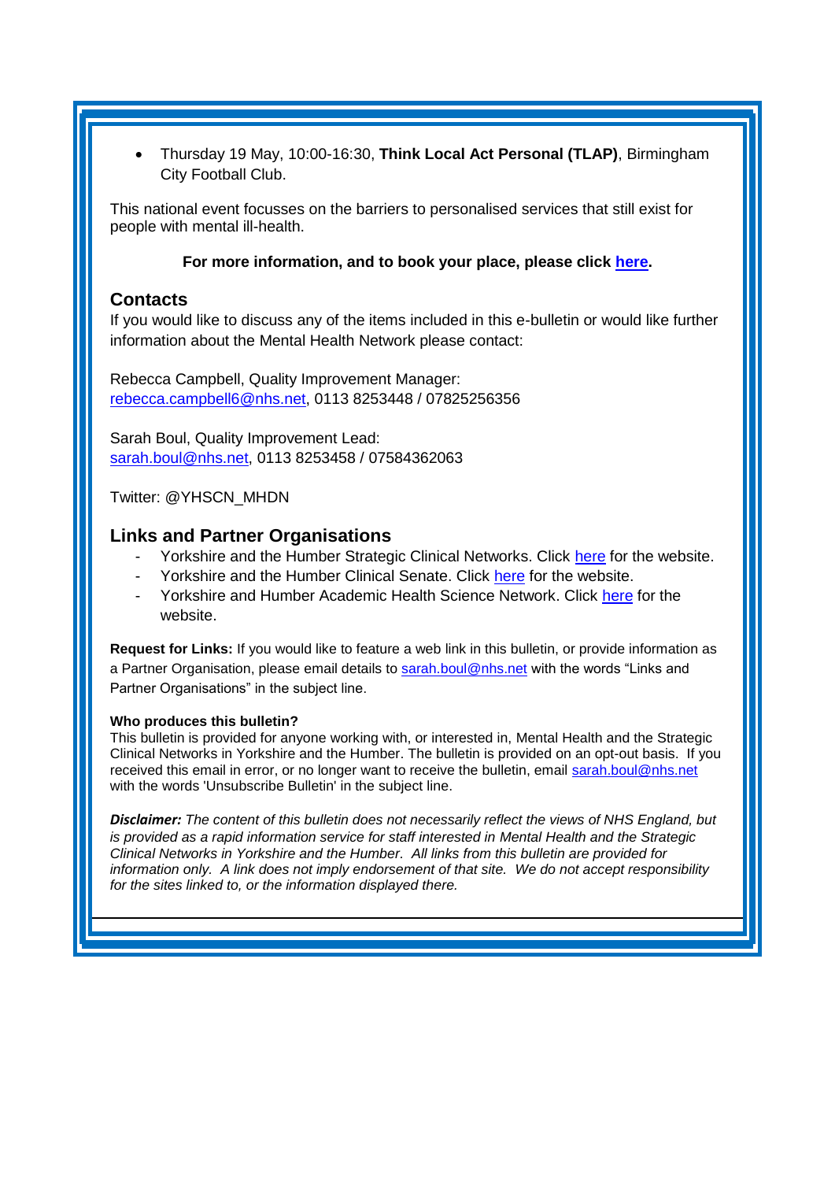- Thursday 19 May, 10:00-16:30, **Think Local Act Personal (TLAP)**, Birmingham City Football Club.

This national event focusses on the barriers to personalised services that still exist for people with mental ill-health.

**For more information, and to book your place, please click here.**

## Contacts

If you would like to discuss any of the items included in this e-bulletin or would like further information about the Mental Health Network please contact:

Rebecca Campbell, Quality Improvement Manager:
rebecca.campbell6@nhs.net, 0113 8253448 / 07825256356

Sarah Boul, Quality Improvement Lead:
sarah.boul@nhs.net, 0113 8253458 / 07584362063

Twitter: @YHSCN_MHDN

## Links and Partner Organisations

- Yorkshire and the Humber Strategic Clinical Networks. Click here for the website.
- Yorkshire and the Humber Clinical Senate. Click here for the website.
- Yorkshire and Humber Academic Health Science Network. Click here for the website.

**Request for Links:** If you would like to feature a web link in this bulletin, or provide information as a Partner Organisation, please email details to sarah.boul@nhs.net with the words "Links and Partner Organisations" in the subject line.

**Who produces this bulletin?**
This bulletin is provided for anyone working with, or interested in, Mental Health and the Strategic Clinical Networks in Yorkshire and the Humber. The bulletin is provided on an opt-out basis. If you received this email in error, or no longer want to receive the bulletin, email sarah.boul@nhs.net with the words 'Unsubscribe Bulletin' in the subject line.

***Disclaimer:*** *The content of this bulletin does not necessarily reflect the views of NHS England, but is provided as a rapid information service for staff interested in Mental Health and the Strategic Clinical Networks in Yorkshire and the Humber. All links from this bulletin are provided for information only. A link does not imply endorsement of that site. We do not accept responsibility for the sites linked to, or the information displayed there.*